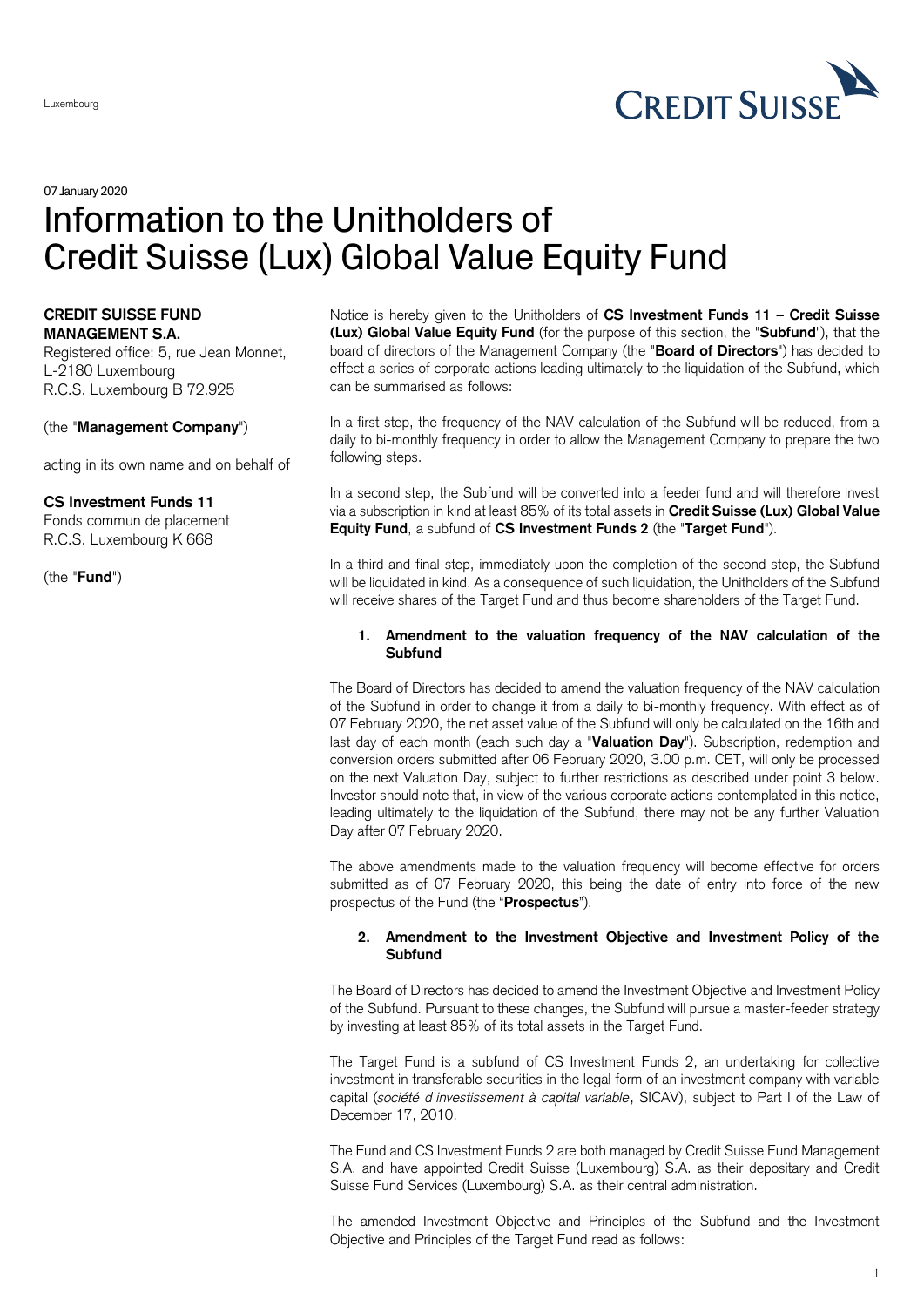Luxembourg

07 January 2020

# Information to the Unitholders of Credit Suisse (Lux) Global Value Equity Fund

**CREDIT SUISSE FUND MANAGEMENT S.A.**
Registered office: 5, rue Jean Monnet, L-2180 Luxembourg
R.C.S. Luxembourg B 72.925

(the "**Management Company**")

acting in its own name and on behalf of

**CS Investment Funds 11**
Fonds commun de placement
R.C.S. Luxembourg K 668

(the "**Fund**")

Notice is hereby given to the Unitholders of **CS Investment Funds 11 – Credit Suisse (Lux) Global Value Equity Fund** (for the purpose of this section, the "**Subfund**"), that the board of directors of the Management Company (the "**Board of Directors**") has decided to effect a series of corporate actions leading ultimately to the liquidation of the Subfund, which can be summarised as follows:

In a first step, the frequency of the NAV calculation of the Subfund will be reduced, from a daily to bi-monthly frequency in order to allow the Management Company to prepare the two following steps.

In a second step, the Subfund will be converted into a feeder fund and will therefore invest via a subscription in kind at least 85% of its total assets in **Credit Suisse (Lux) Global Value Equity Fund**, a subfund of **CS Investment Funds 2** (the "**Target Fund**").

In a third and final step, immediately upon the completion of the second step, the Subfund will be liquidated in kind. As a consequence of such liquidation, the Unitholders of the Subfund will receive shares of the Target Fund and thus become shareholders of the Target Fund.

## 1. Amendment to the valuation frequency of the NAV calculation of the Subfund

The Board of Directors has decided to amend the valuation frequency of the NAV calculation of the Subfund in order to change it from a daily to bi-monthly frequency. With effect as of 07 February 2020, the net asset value of the Subfund will only be calculated on the 16th and last day of each month (each such day a "**Valuation Day**"). Subscription, redemption and conversion orders submitted after 06 February 2020, 3.00 p.m. CET, will only be processed on the next Valuation Day, subject to further restrictions as described under point 3 below. Investor should note that, in view of the various corporate actions contemplated in this notice, leading ultimately to the liquidation of the Subfund, there may not be any further Valuation Day after 07 February 2020.

The above amendments made to the valuation frequency will become effective for orders submitted as of 07 February 2020, this being the date of entry into force of the new prospectus of the Fund (the "**Prospectus**").

## 2. Amendment to the Investment Objective and Investment Policy of the Subfund

The Board of Directors has decided to amend the Investment Objective and Investment Policy of the Subfund. Pursuant to these changes, the Subfund will pursue a master-feeder strategy by investing at least 85% of its total assets in the Target Fund.

The Target Fund is a subfund of CS Investment Funds 2, an undertaking for collective investment in transferable securities in the legal form of an investment company with variable capital (*société d'investissement à capital variable*, SICAV), subject to Part I of the Law of December 17, 2010.

The Fund and CS Investment Funds 2 are both managed by Credit Suisse Fund Management S.A. and have appointed Credit Suisse (Luxembourg) S.A. as their depositary and Credit Suisse Fund Services (Luxembourg) S.A. as their central administration.

The amended Investment Objective and Principles of the Subfund and the Investment Objective and Principles of the Target Fund read as follows: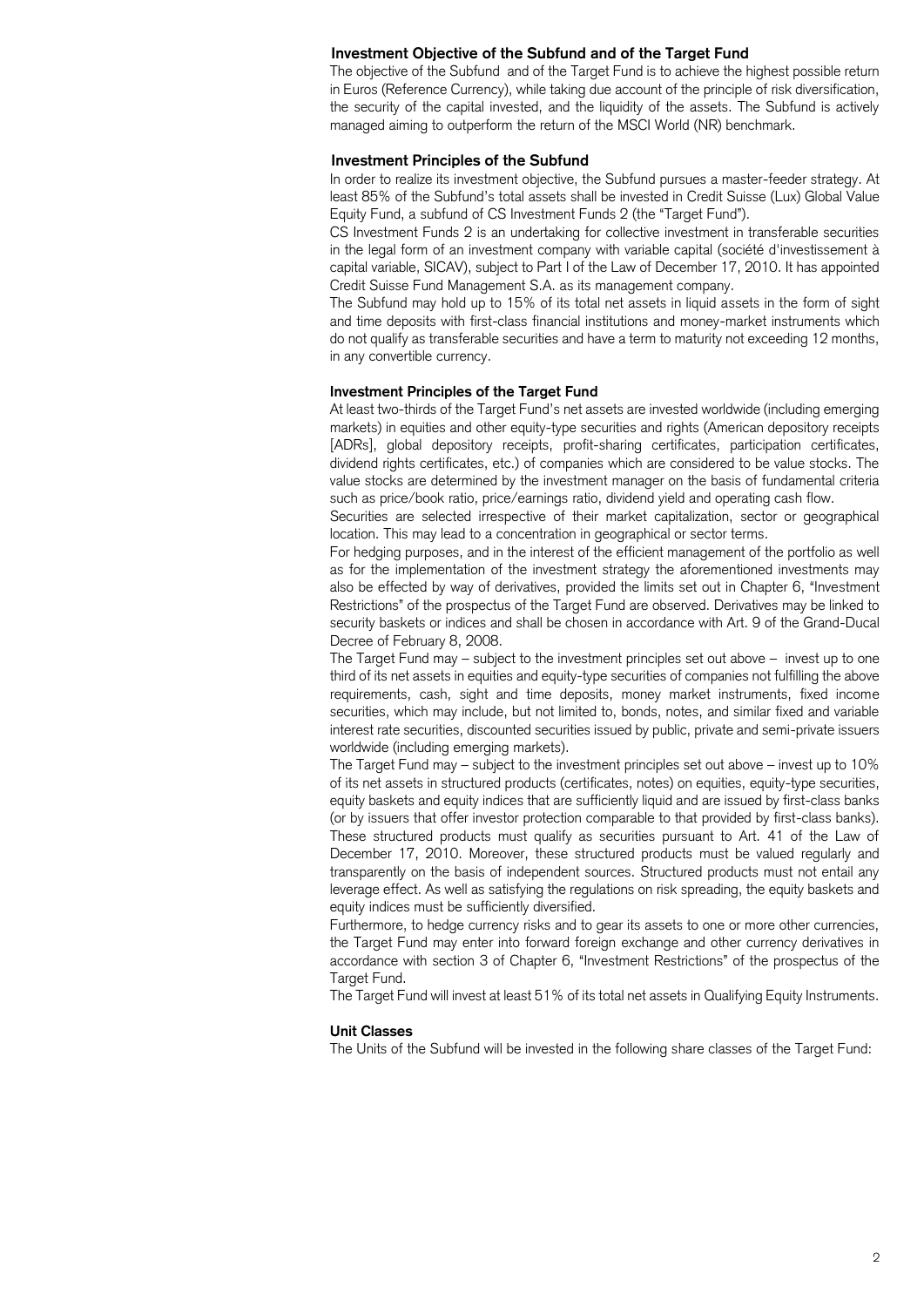### Investment Objective of the Subfund and of the Target Fund

The objective of the Subfund and of the Target Fund is to achieve the highest possible return in Euros (Reference Currency), while taking due account of the principle of risk diversification, the security of the capital invested, and the liquidity of the assets. The Subfund is actively managed aiming to outperform the return of the MSCI World (NR) benchmark.

### Investment Principles of the Subfund

In order to realize its investment objective, the Subfund pursues a master-feeder strategy. At least 85% of the Subfund's total assets shall be invested in Credit Suisse (Lux) Global Value Equity Fund, a subfund of CS Investment Funds 2 (the "Target Fund").

CS Investment Funds 2 is an undertaking for collective investment in transferable securities in the legal form of an investment company with variable capital (société d'investissement à capital variable, SICAV), subject to Part I of the Law of December 17, 2010. It has appointed Credit Suisse Fund Management S.A. as its management company.

The Subfund may hold up to 15% of its total net assets in liquid assets in the form of sight and time deposits with first-class financial institutions and money-market instruments which do not qualify as transferable securities and have a term to maturity not exceeding 12 months, in any convertible currency.

### Investment Principles of the Target Fund

At least two-thirds of the Target Fund's net assets are invested worldwide (including emerging markets) in equities and other equity-type securities and rights (American depository receipts [ADRs], global depository receipts, profit-sharing certificates, participation certificates, dividend rights certificates, etc.) of companies which are considered to be value stocks. The value stocks are determined by the investment manager on the basis of fundamental criteria such as price/book ratio, price/earnings ratio, dividend yield and operating cash flow.

Securities are selected irrespective of their market capitalization, sector or geographical location. This may lead to a concentration in geographical or sector terms.

For hedging purposes, and in the interest of the efficient management of the portfolio as well as for the implementation of the investment strategy the aforementioned investments may also be effected by way of derivatives, provided the limits set out in Chapter 6, "Investment Restrictions" of the prospectus of the Target Fund are observed. Derivatives may be linked to security baskets or indices and shall be chosen in accordance with Art. 9 of the Grand-Ducal Decree of February 8, 2008.

The Target Fund may – subject to the investment principles set out above – invest up to one third of its net assets in equities and equity-type securities of companies not fulfilling the above requirements, cash, sight and time deposits, money market instruments, fixed income securities, which may include, but not limited to, bonds, notes, and similar fixed and variable interest rate securities, discounted securities issued by public, private and semi-private issuers worldwide (including emerging markets).

The Target Fund may – subject to the investment principles set out above – invest up to 10% of its net assets in structured products (certificates, notes) on equities, equity-type securities, equity baskets and equity indices that are sufficiently liquid and are issued by first-class banks (or by issuers that offer investor protection comparable to that provided by first-class banks). These structured products must qualify as securities pursuant to Art. 41 of the Law of December 17, 2010. Moreover, these structured products must be valued regularly and transparently on the basis of independent sources. Structured products must not entail any leverage effect. As well as satisfying the regulations on risk spreading, the equity baskets and equity indices must be sufficiently diversified.

Furthermore, to hedge currency risks and to gear its assets to one or more other currencies, the Target Fund may enter into forward foreign exchange and other currency derivatives in accordance with section 3 of Chapter 6, "Investment Restrictions" of the prospectus of the Target Fund.

The Target Fund will invest at least 51% of its total net assets in Qualifying Equity Instruments.

### Unit Classes

The Units of the Subfund will be invested in the following share classes of the Target Fund: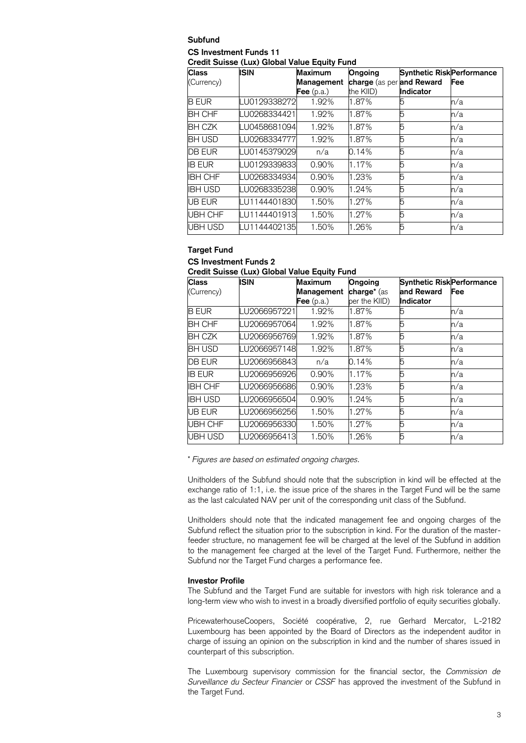**Subfund**

**CS Investment Funds 11**
**Credit Suisse (Lux) Global Value Equity Fund**

| **Class** (Currency) | **ISIN** | **Maximum Management Fee** (p.a.) | **Ongoing charge** (as per the KIID) | **Synthetic Risk and Reward Indicator** | **Performance Fee** |
|---|---|---|---|---|---|
| B EUR | LU0129338272 | 1.92% | 1.87% | 5 | n/a |
| BH CHF | LU0268334421 | 1.92% | 1.87% | 5 | n/a |
| BH CZK | LU0458681094 | 1.92% | 1.87% | 5 | n/a |
| BH USD | LU0268334777 | 1.92% | 1.87% | 5 | n/a |
| DB EUR | LU0145379029 | n/a | 0.14% | 5 | n/a |
| IB EUR | LU0129339833 | 0.90% | 1.17% | 5 | n/a |
| IBH CHF | LU0268334934 | 0.90% | 1.23% | 5 | n/a |
| IBH USD | LU0268335238 | 0.90% | 1.24% | 5 | n/a |
| UB EUR | LU1144401830 | 1.50% | 1.27% | 5 | n/a |
| UBH CHF | LU1144401913 | 1.50% | 1.27% | 5 | n/a |
| UBH USD | LU1144402135 | 1.50% | 1.26% | 5 | n/a |

**Target Fund**

**CS Investment Funds 2**
**Credit Suisse (Lux) Global Value Equity Fund**

| **Class** (Currency) | **ISIN** | **Maximum Management Fee** (p.a.) | **Ongoing charge*** (as per the KIID) | **Synthetic Risk and Reward Indicator** | **Performance Fee** |
|---|---|---|---|---|---|
| B EUR | LU2066957221 | 1.92% | 1.87% | 5 | n/a |
| BH CHF | LU2066957064 | 1.92% | 1.87% | 5 | n/a |
| BH CZK | LU2066956769 | 1.92% | 1.87% | 5 | n/a |
| BH USD | LU2066957148 | 1.92% | 1.87% | 5 | n/a |
| DB EUR | LU2066956843 | n/a | 0.14% | 5 | n/a |
| IB EUR | LU2066956926 | 0.90% | 1.17% | 5 | n/a |
| IBH CHF | LU2066956686 | 0.90% | 1.23% | 5 | n/a |
| IBH USD | LU2066956504 | 0.90% | 1.24% | 5 | n/a |
| UB EUR | LU2066956256 | 1.50% | 1.27% | 5 | n/a |
| UBH CHF | LU2066956330 | 1.50% | 1.27% | 5 | n/a |
| UBH USD | LU2066956413 | 1.50% | 1.26% | 5 | n/a |

\* *Figures are based on estimated ongoing charges.*

Unitholders of the Subfund should note that the subscription in kind will be effected at the exchange ratio of 1:1, i.e. the issue price of the shares in the Target Fund will be the same as the last calculated NAV per unit of the corresponding unit class of the Subfund.

Unitholders should note that the indicated management fee and ongoing charges of the Subfund reflect the situation prior to the subscription in kind. For the duration of the master-feeder structure, no management fee will be charged at the level of the Subfund in addition to the management fee charged at the level of the Target Fund. Furthermore, neither the Subfund nor the Target Fund charges a performance fee.

**Investor Profile**

The Subfund and the Target Fund are suitable for investors with high risk tolerance and a long-term view who wish to invest in a broadly diversified portfolio of equity securities globally.

PricewaterhouseCoopers, Société coopérative, 2, rue Gerhard Mercator, L-2182 Luxembourg has been appointed by the Board of Directors as the independent auditor in charge of issuing an opinion on the subscription in kind and the number of shares issued in counterpart of this subscription.

The Luxembourg supervisory commission for the financial sector, the *Commission de Surveillance du Secteur Financier* or *CSSF* has approved the investment of the Subfund in the Target Fund.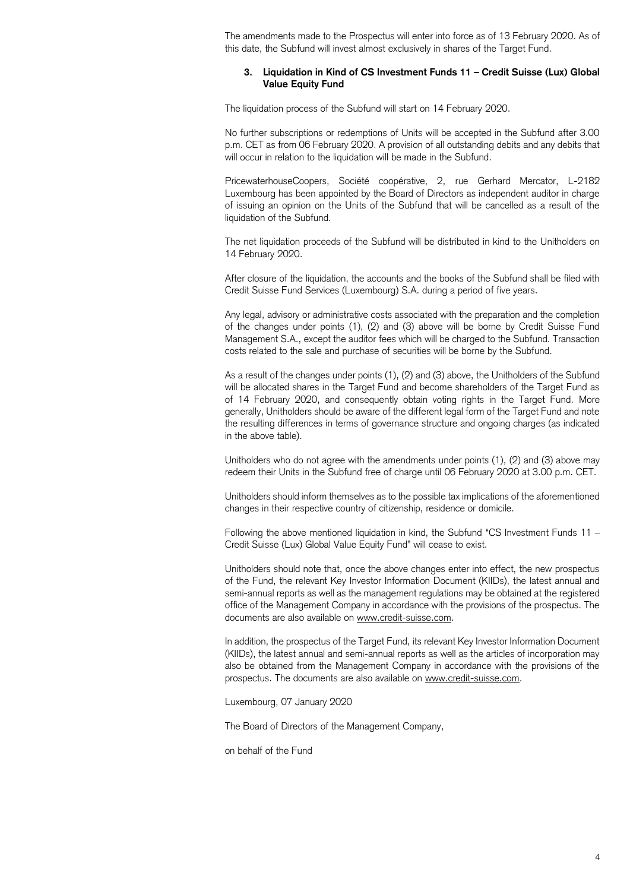The amendments made to the Prospectus will enter into force as of 13 February 2020. As of this date, the Subfund will invest almost exclusively in shares of the Target Fund.

### 3. Liquidation in Kind of CS Investment Funds 11 – Credit Suisse (Lux) Global Value Equity Fund

The liquidation process of the Subfund will start on 14 February 2020.

No further subscriptions or redemptions of Units will be accepted in the Subfund after 3.00 p.m. CET as from 06 February 2020. A provision of all outstanding debits and any debits that will occur in relation to the liquidation will be made in the Subfund.

PricewaterhouseCoopers, Société coopérative, 2, rue Gerhard Mercator, L-2182 Luxembourg has been appointed by the Board of Directors as independent auditor in charge of issuing an opinion on the Units of the Subfund that will be cancelled as a result of the liquidation of the Subfund.

The net liquidation proceeds of the Subfund will be distributed in kind to the Unitholders on 14 February 2020.

After closure of the liquidation, the accounts and the books of the Subfund shall be filed with Credit Suisse Fund Services (Luxembourg) S.A. during a period of five years.

Any legal, advisory or administrative costs associated with the preparation and the completion of the changes under points (1), (2) and (3) above will be borne by Credit Suisse Fund Management S.A., except the auditor fees which will be charged to the Subfund. Transaction costs related to the sale and purchase of securities will be borne by the Subfund.

As a result of the changes under points (1), (2) and (3) above, the Unitholders of the Subfund will be allocated shares in the Target Fund and become shareholders of the Target Fund as of 14 February 2020, and consequently obtain voting rights in the Target Fund. More generally, Unitholders should be aware of the different legal form of the Target Fund and note the resulting differences in terms of governance structure and ongoing charges (as indicated in the above table).

Unitholders who do not agree with the amendments under points (1), (2) and (3) above may redeem their Units in the Subfund free of charge until 06 February 2020 at 3.00 p.m. CET.

Unitholders should inform themselves as to the possible tax implications of the aforementioned changes in their respective country of citizenship, residence or domicile.

Following the above mentioned liquidation in kind, the Subfund "CS Investment Funds 11 – Credit Suisse (Lux) Global Value Equity Fund" will cease to exist.

Unitholders should note that, once the above changes enter into effect, the new prospectus of the Fund, the relevant Key Investor Information Document (KIIDs), the latest annual and semi-annual reports as well as the management regulations may be obtained at the registered office of the Management Company in accordance with the provisions of the prospectus. The documents are also available on www.credit-suisse.com.

In addition, the prospectus of the Target Fund, its relevant Key Investor Information Document (KIIDs), the latest annual and semi-annual reports as well as the articles of incorporation may also be obtained from the Management Company in accordance with the provisions of the prospectus. The documents are also available on www.credit-suisse.com.

Luxembourg, 07 January 2020

The Board of Directors of the Management Company,

on behalf of the Fund